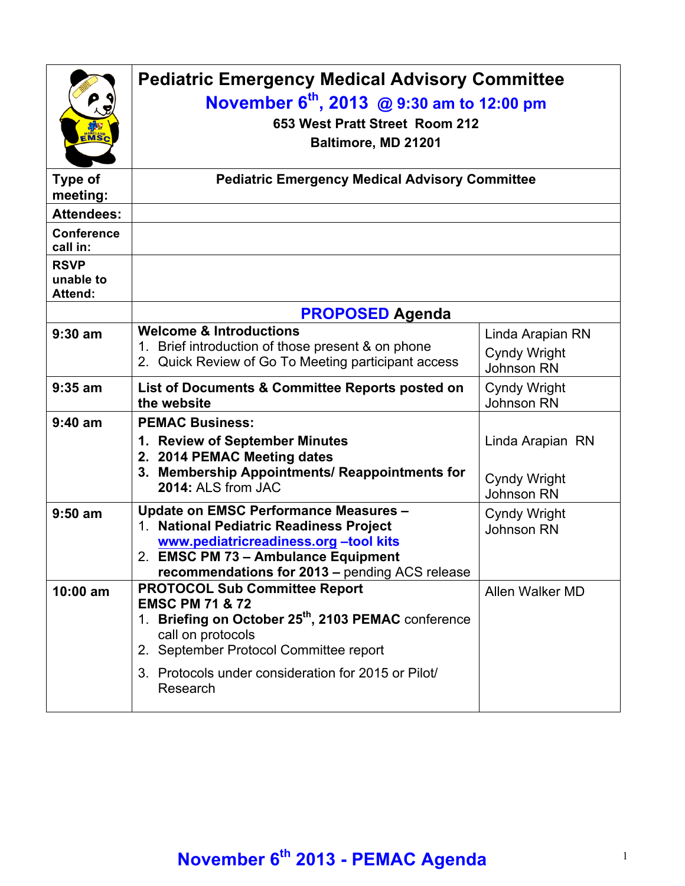# Pediatric Emergency Medical Advisory Committee

## November 6th, 2013 @ 9:30 am to 12:00 pm

**653 West Pratt Street Room 212**
**Baltimore, MD 21201**

| | | |
|---|---|---|
| **Type of meeting:** | **Pediatric Emergency Medical Advisory Committee** | |
| **Attendees:** | | |
| **Conference call in:** | | |
| **RSVP unable to Attend:** | | |
| | **PROPOSED Agenda** | |
| **9:30 am** | **Welcome & Introductions**<br>1. Brief introduction of those present & on phone<br>2. Quick Review of Go To Meeting participant access | Linda Arapian RN<br>Cyndy Wright Johnson RN |
| **9:35 am** | **List of Documents & Committee Reports posted on the website** | Cyndy Wright Johnson RN |
| **9:40 am** | **PEMAC Business:**<br>1. **Review of September Minutes**<br>2. **2014 PEMAC Meeting dates**<br>3. **Membership Appointments/ Reappointments for 2014:** ALS from JAC | Linda Arapian RN<br>Cyndy Wright Johnson RN |
| **9:50 am** | **Update on EMSC Performance Measures –**<br>1. **National Pediatric Readiness Project [www.pediatricreadiness.org](http://www.pediatricreadiness.org) –tool kits**<br>2. **EMSC PM 73 – Ambulance Equipment recommendations for 2013 –** pending ACS release | Cyndy Wright Johnson RN |
| **10:00 am** | **PROTOCOL Sub Committee Report**<br>**EMSC PM 71 & 72**<br>1. **Briefing on October 25th, 2103 PEMAC** conference call on protocols<br>2. September Protocol Committee report<br>3. Protocols under consideration for 2015 or Pilot/ Research | Allen Walker MD |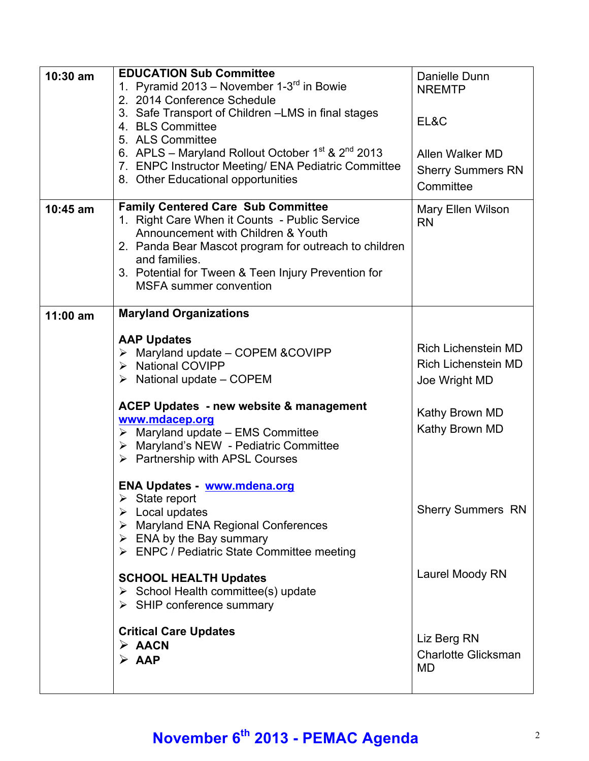| | | |
|---|---|---|
| 10:30 am | **EDUCATION Sub Committee**<br>1. Pyramid 2013 – November 1-3rd in Bowie<br>2. 2014 Conference Schedule<br>3. Safe Transport of Children –LMS in final stages<br>4. BLS Committee<br>5. ALS Committee<br>6. APLS – Maryland Rollout October 1st & 2nd 2013<br>7. ENPC Instructor Meeting/ ENA Pediatric Committee<br>8. Other Educational opportunities | Danielle Dunn NREMTP<br><br>EL&C<br><br>Allen Walker MD<br>Sherry Summers RN<br>Committee |
| 10:45 am | **Family Centered Care Sub Committee**<br>1. Right Care When it Counts - Public Service Announcement with Children & Youth<br>2. Panda Bear Mascot program for outreach to children and families.<br>3. Potential for Tween & Teen Injury Prevention for MSFA summer convention | Mary Ellen Wilson RN |
| 11:00 am | **Maryland Organizations**<br><br>**AAP Updates**<br>➢ Maryland update – COPEM &COVIPP<br>➢ National COVIPP<br>➢ National update – COPEM<br><br>**ACEP Updates - new website & management** [www.mdacep.org](http://www.mdacep.org)<br>➢ Maryland update – EMS Committee<br>➢ Maryland's NEW - Pediatric Committee<br>➢ Partnership with APSL Courses<br><br>**ENA Updates -** [www.mdena.org](http://www.mdena.org)<br>➢ State report<br>➢ Local updates<br>➢ Maryland ENA Regional Conferences<br>➢ ENA by the Bay summary<br>➢ ENPC / Pediatric State Committee meeting<br><br>**SCHOOL HEALTH Updates**<br>➢ School Health committee(s) update<br>➢ SHIP conference summary<br><br>**Critical Care Updates**<br>➢ **AACN**<br>➢ **AAP** | <br><br>Rich Lichenstein MD<br>Rich Lichenstein MD<br>Joe Wright MD<br><br>Kathy Brown MD<br>Kathy Brown MD<br><br><br>Sherry Summers RN<br><br><br>Laurel Moody RN<br><br><br>Liz Berg RN<br>Charlotte Glicksman MD |

**November 6th 2013 - PEMAC Agenda**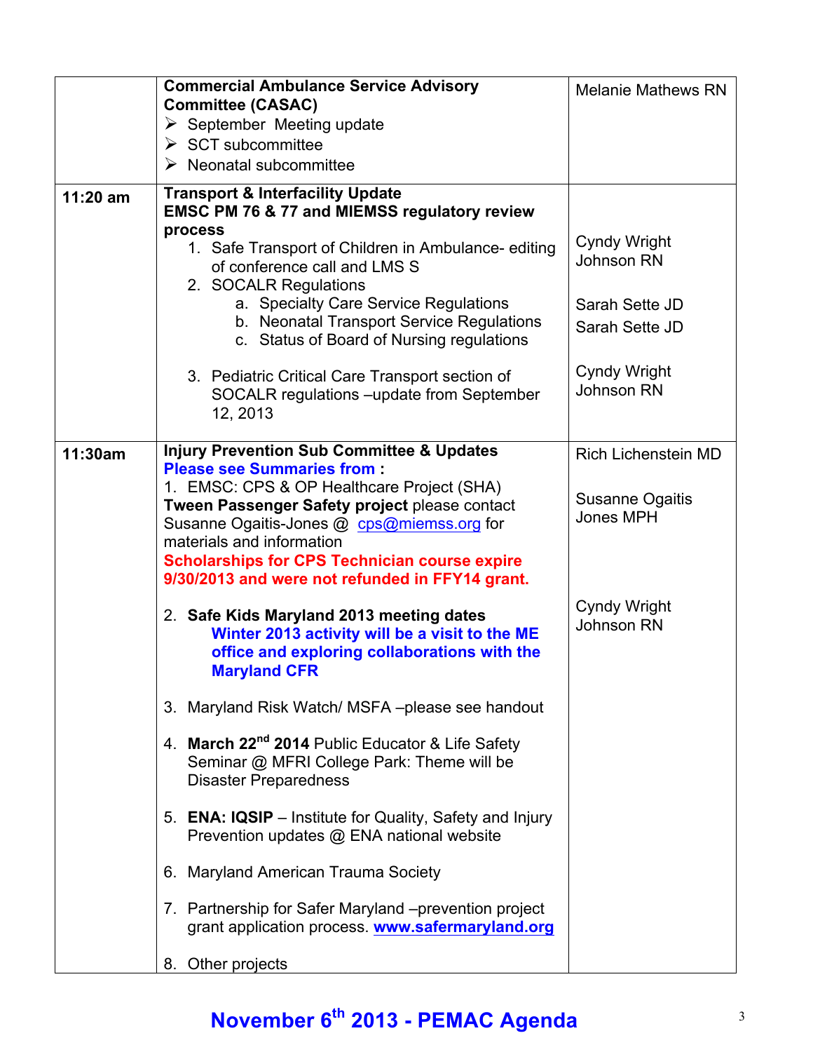| | | |
|---|---|---|
| | **Commercial Ambulance Service Advisory Committee (CASAC)**<br>➢ September Meeting update<br>➢ SCT subcommittee<br>➢ Neonatal subcommittee | Melanie Mathews RN |
| **11:20 am** | **Transport & Interfacility Update**<br>**EMSC PM 76 & 77 and MIEMSS regulatory review process**<br>1. Safe Transport of Children in Ambulance- editing of conference call and LMS S<br>2. SOCALR Regulations<br>a. Specialty Care Service Regulations<br>b. Neonatal Transport Service Regulations<br>c. Status of Board of Nursing regulations<br>3. Pediatric Critical Care Transport section of SOCALR regulations –update from September 12, 2013 | Cyndy Wright Johnson RN<br><br>Sarah Sette JD<br>Sarah Sette JD<br><br>Cyndy Wright Johnson RN |
| **11:30am** | **Injury Prevention Sub Committee & Updates**<br>**Please see Summaries from :**<br>1. EMSC: CPS & OP Healthcare Project (SHA) **Tween Passenger Safety project** please contact Susanne Ogaitis-Jones @ cps@miemss.org for materials and information<br>**Scholarships for CPS Technician course expire 9/30/2013 and were not refunded in FFY14 grant.**<br>2. **Safe Kids Maryland 2013 meeting dates**<br>**Winter 2013 activity will be a visit to the ME office and exploring collaborations with the Maryland CFR**<br>3. Maryland Risk Watch/ MSFA –please see handout<br>4. **March 22nd 2014** Public Educator & Life Safety Seminar @ MFRI College Park: Theme will be Disaster Preparedness<br>5. **ENA: IQSIP** – Institute for Quality, Safety and Injury Prevention updates @ ENA national website<br>6. Maryland American Trauma Society<br>7. Partnership for Safer Maryland –prevention project grant application process. **www.safermaryland.org**<br>8. Other projects | Rich Lichenstein MD<br><br>Susanne Ogaitis Jones MPH<br><br>Cyndy Wright Johnson RN |

**November 6th 2013 - PEMAC Agenda**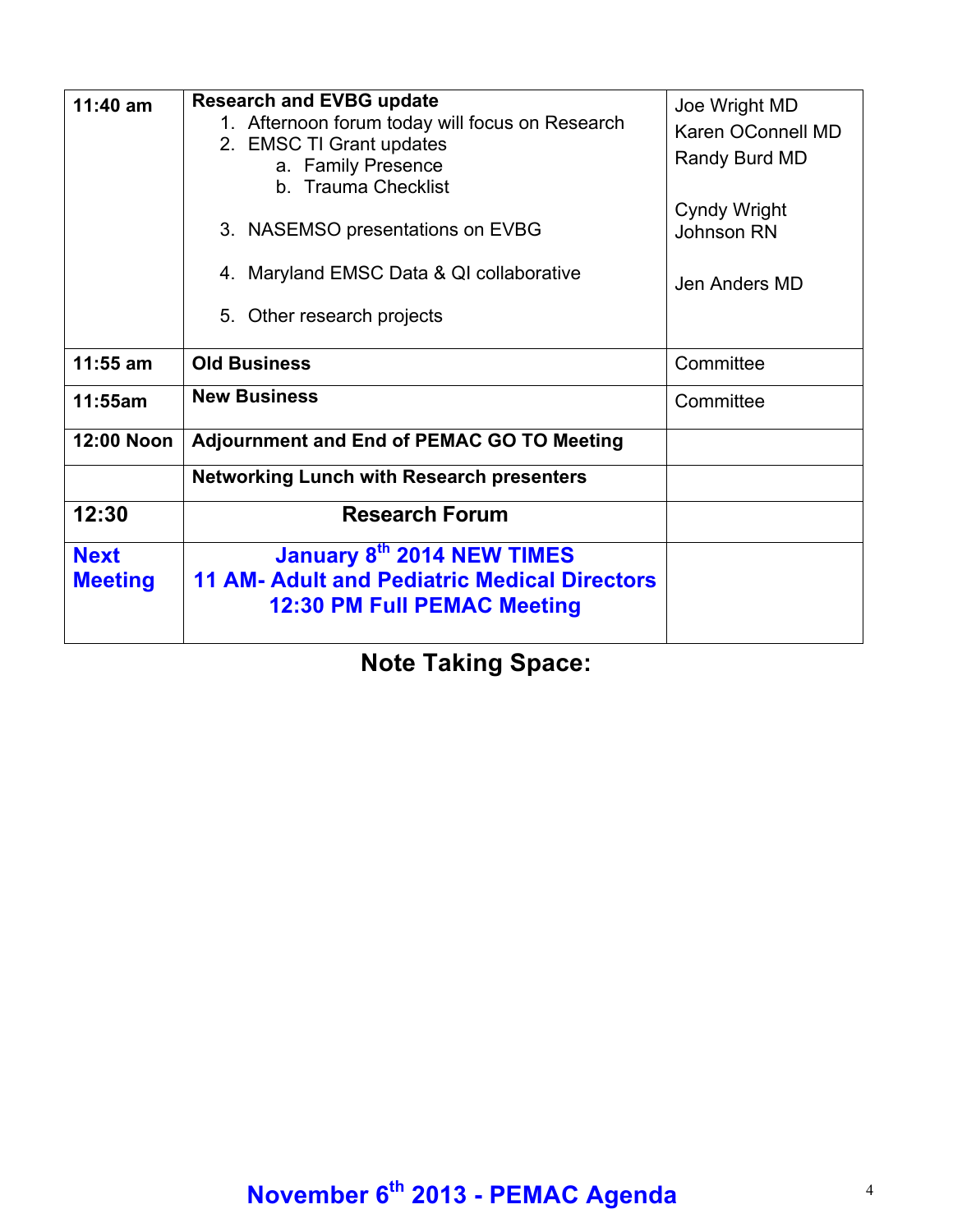| 11:40 am | **Research and EVBG update**<br>1. Afternoon forum today will focus on Research<br>2. EMSC TI Grant updates<br>a. Family Presence<br>b. Trauma Checklist<br>3. NASEMSO presentations on EVBG<br>4. Maryland EMSC Data & QI collaborative<br>5. Other research projects | Joe Wright MD<br>Karen OConnell MD<br>Randy Burd MD<br><br>Cyndy Wright Johnson RN<br><br>Jen Anders MD |
|---|---|---|
| **11:55 am** | **Old Business** | Committee |
| **11:55am** | **New Business** | Committee |
| **12:00 Noon** | **Adjournment and End of PEMAC GO TO Meeting** | |
| | **Networking Lunch with Research presenters** | |
| **12:30** | **Research Forum** | |
| **Next Meeting** | **January 8th 2014 NEW TIMES**<br>**11 AM- Adult and Pediatric Medical Directors**<br>**12:30 PM Full PEMAC Meeting** | |

**Note Taking Space:**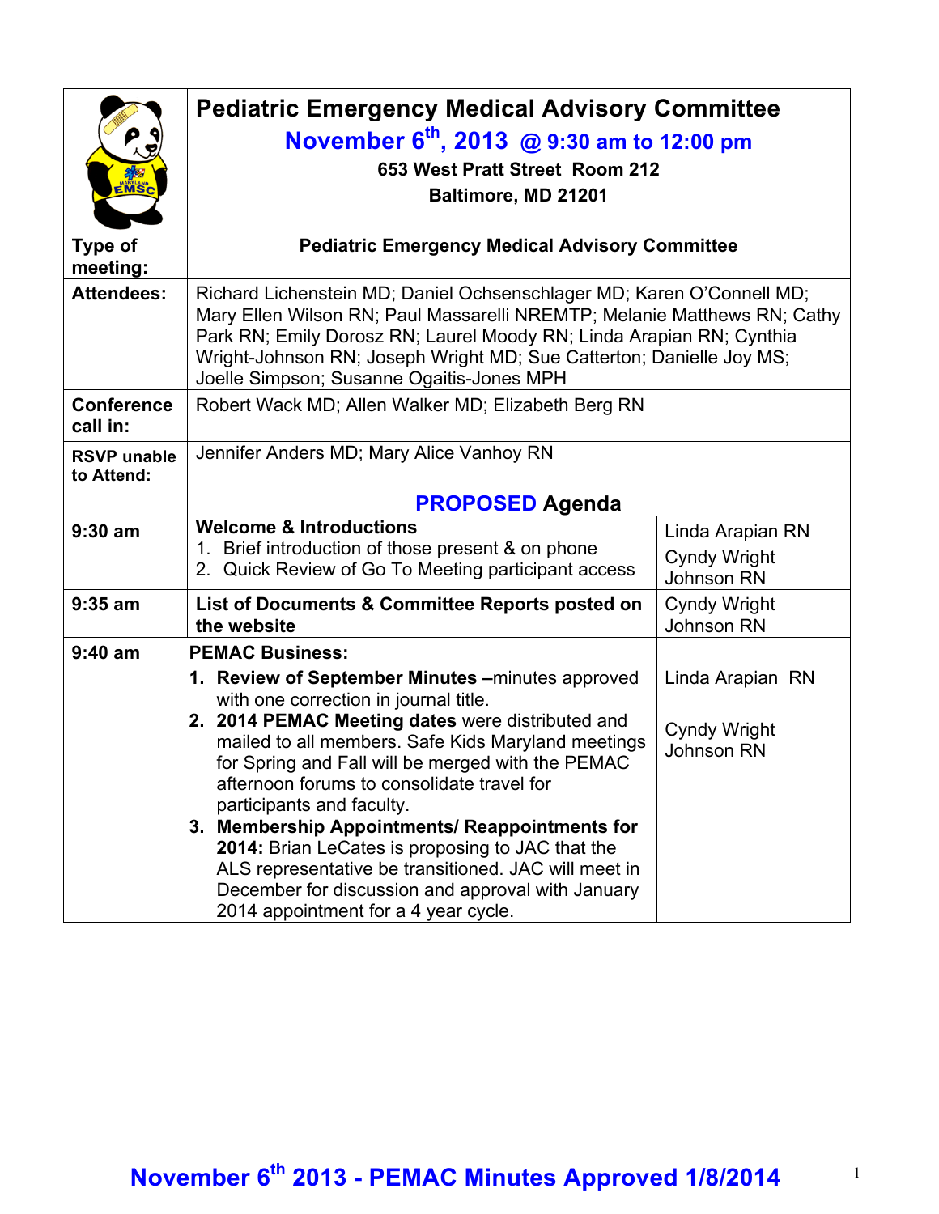| | Pediatric Emergency Medical Advisory Committee<br>November 6th, 2013 @ 9:30 am to 12:00 pm<br>653 West Pratt Street Room 212<br>Baltimore, MD 21201 | |
|---|---|---|
| **Type of meeting:** | **Pediatric Emergency Medical Advisory Committee** | |
| **Attendees:** | Richard Lichenstein MD; Daniel Ochsenschlager MD; Karen O'Connell MD; Mary Ellen Wilson RN; Paul Massarelli NREMTP; Melanie Matthews RN; Cathy Park RN; Emily Dorosz RN; Laurel Moody RN; Linda Arapian RN; Cynthia Wright-Johnson RN; Joseph Wright MD; Sue Catterton; Danielle Joy MS; Joelle Simpson; Susanne Ogaitis-Jones MPH | |
| **Conference call in:** | Robert Wack MD; Allen Walker MD; Elizabeth Berg RN | |
| **RSVP unable to Attend:** | Jennifer Anders MD; Mary Alice Vanhoy RN | |
| | **PROPOSED Agenda** | |
| **9:30 am** | **Welcome & Introductions**<br>1. Brief introduction of those present & on phone<br>2. Quick Review of Go To Meeting participant access | Linda Arapian RN<br>Cyndy Wright Johnson RN |
| **9:35 am** | **List of Documents & Committee Reports posted on the website** | Cyndy Wright Johnson RN |
| **9:40 am** | **PEMAC Business:**<br>1. **Review of September Minutes –**minutes approved with one correction in journal title.<br>2. **2014 PEMAC Meeting dates** were distributed and mailed to all members. Safe Kids Maryland meetings for Spring and Fall will be merged with the PEMAC afternoon forums to consolidate travel for participants and faculty.<br>3. **Membership Appointments/ Reappointments for 2014:** Brian LeCates is proposing to JAC that the ALS representative be transitioned. JAC will meet in December for discussion and approval with January 2014 appointment for a 4 year cycle. | Linda Arapian RN<br><br>Cyndy Wright Johnson RN |

**November 6th 2013 - PEMAC Minutes Approved 1/8/2014**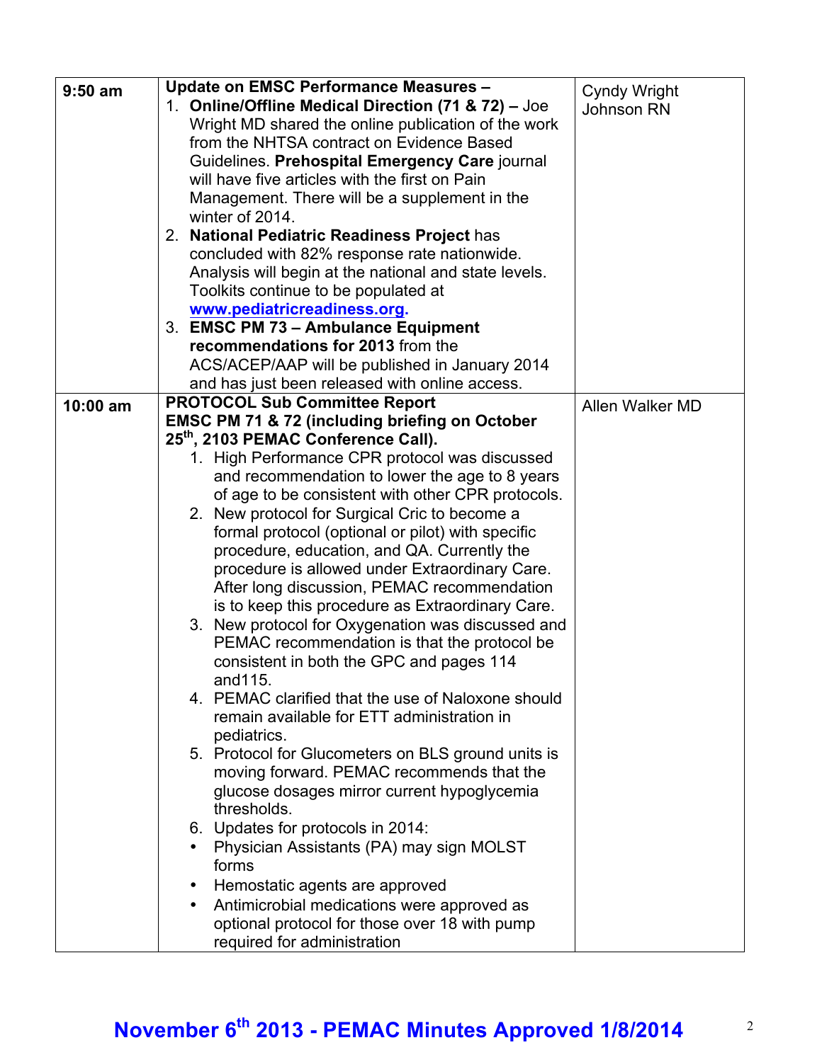| | | |
|---|---|---|
| **9:50 am** | **Update on EMSC Performance Measures –**<br>1. **Online/Offline Medical Direction (71 & 72) –** Joe Wright MD shared the online publication of the work from the NHTSA contract on Evidence Based Guidelines. **Prehospital Emergency Care** journal will have five articles with the first on Pain Management. There will be a supplement in the winter of 2014.<br>2. **National Pediatric Readiness Project** has concluded with 82% response rate nationwide. Analysis will begin at the national and state levels. Toolkits continue to be populated at **www.pediatricreadiness.org.**<br>3. **EMSC PM 73 – Ambulance Equipment recommendations for 2013** from the ACS/ACEP/AAP will be published in January 2014 and has just been released with online access. | Cyndy Wright Johnson RN |
| **10:00 am** | **PROTOCOL Sub Committee Report**<br>**EMSC PM 71 & 72 (including briefing on October 25th, 2103 PEMAC Conference Call).**<br>1. High Performance CPR protocol was discussed and recommendation to lower the age to 8 years of age to be consistent with other CPR protocols.<br>2. New protocol for Surgical Cric to become a formal protocol (optional or pilot) with specific procedure, education, and QA. Currently the procedure is allowed under Extraordinary Care. After long discussion, PEMAC recommendation is to keep this procedure as Extraordinary Care.<br>3. New protocol for Oxygenation was discussed and PEMAC recommendation is that the protocol be consistent in both the GPC and pages 114 and115.<br>4. PEMAC clarified that the use of Naloxone should remain available for ETT administration in pediatrics.<br>5. Protocol for Glucometers on BLS ground units is moving forward. PEMAC recommends that the glucose dosages mirror current hypoglycemia thresholds.<br>6. Updates for protocols in 2014:<br>• Physician Assistants (PA) may sign MOLST forms<br>• Hemostatic agents are approved<br>• Antimicrobial medications were approved as optional protocol for those over 18 with pump required for administration | Allen Walker MD |

**November 6th 2013 - PEMAC Minutes Approved 1/8/2014**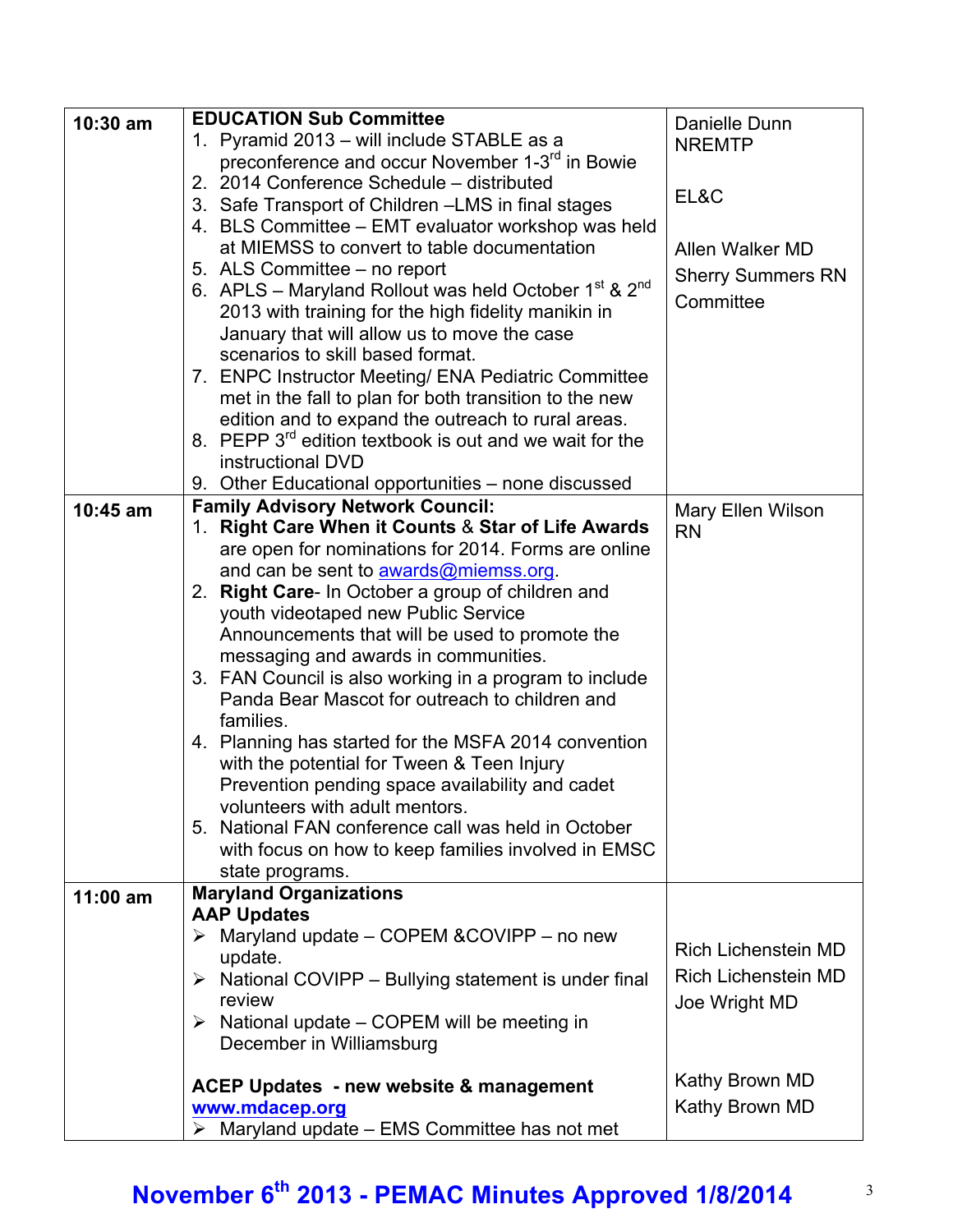| | | |
|---|---|---|
| 10:30 am | **EDUCATION Sub Committee**<br>1. Pyramid 2013 – will include STABLE as a preconference and occur November 1-3rd in Bowie<br>2. 2014 Conference Schedule – distributed<br>3. Safe Transport of Children –LMS in final stages<br>4. BLS Committee – EMT evaluator workshop was held at MIEMSS to convert to table documentation<br>5. ALS Committee – no report<br>6. APLS – Maryland Rollout was held October 1st & 2nd 2013 with training for the high fidelity manikin in January that will allow us to move the case scenarios to skill based format.<br>7. ENPC Instructor Meeting/ ENA Pediatric Committee met in the fall to plan for both transition to the new edition and to expand the outreach to rural areas.<br>8. PEPP 3rd edition textbook is out and we wait for the instructional DVD<br>9. Other Educational opportunities – none discussed | Danielle Dunn NREMTP<br><br>EL&C<br><br>Allen Walker MD<br>Sherry Summers RN<br>Committee |
| 10:45 am | **Family Advisory Network Council:**<br>1. **Right Care When it Counts** & **Star of Life Awards** are open for nominations for 2014. Forms are online and can be sent to awards@miemss.org.<br>2. **Right Care**- In October a group of children and youth videotaped new Public Service Announcements that will be used to promote the messaging and awards in communities.<br>3. FAN Council is also working in a program to include Panda Bear Mascot for outreach to children and families.<br>4. Planning has started for the MSFA 2014 convention with the potential for Tween & Teen Injury Prevention pending space availability and cadet volunteers with adult mentors.<br>5. National FAN conference call was held in October with focus on how to keep families involved in EMSC state programs. | Mary Ellen Wilson RN |
| 11:00 am | **Maryland Organizations**<br>**AAP Updates**<br>➢ Maryland update – COPEM &COVIPP – no new update.<br>➢ National COVIPP – Bullying statement is under final review<br>➢ National update – COPEM will be meeting in December in Williamsburg<br><br>**ACEP Updates - new website & management**<br>**www.mdacep.org**<br>➢ Maryland update – EMS Committee has not met | <br><br>Rich Lichenstein MD<br>Rich Lichenstein MD<br>Joe Wright MD<br><br>Kathy Brown MD<br>Kathy Brown MD |

**November 6th 2013 - PEMAC Minutes Approved 1/8/2014**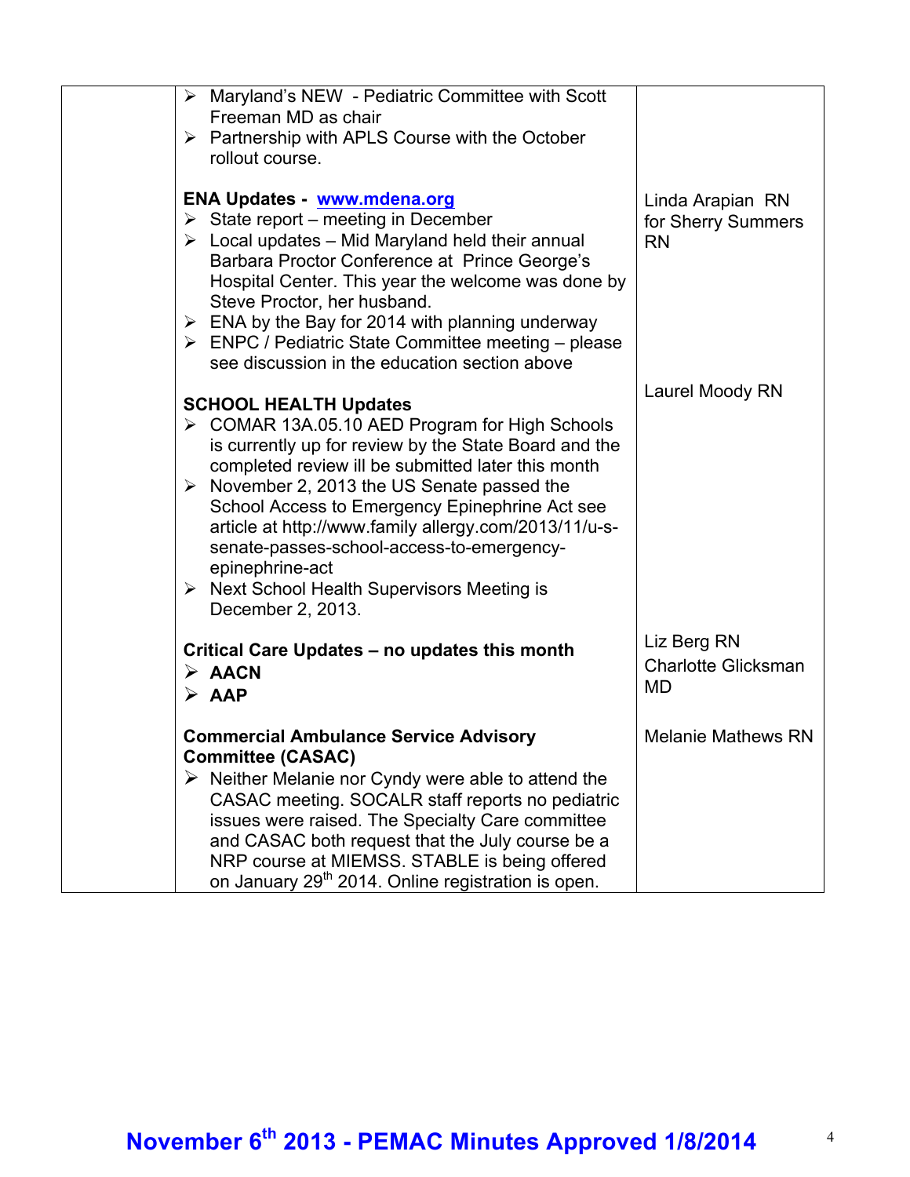| | | |
|---|---|---|
| | ➢ Maryland's NEW - Pediatric Committee with Scott Freeman MD as chair<br>➢ Partnership with APLS Course with the October rollout course.<br><br>**ENA Updates - [www.mdena.org](www.mdena.org)**<br>➢ State report – meeting in December<br>➢ Local updates – Mid Maryland held their annual Barbara Proctor Conference at Prince George's Hospital Center. This year the welcome was done by Steve Proctor, her husband.<br>➢ ENA by the Bay for 2014 with planning underway<br>➢ ENPC / Pediatric State Committee meeting – please see discussion in the education section above | <br><br><br><br>Linda Arapian RN for Sherry Summers RN |
| | **SCHOOL HEALTH Updates**<br>➢ COMAR 13A.05.10 AED Program for High Schools is currently up for review by the State Board and the completed review ill be submitted later this month<br>➢ November 2, 2013 the US Senate passed the School Access to Emergency Epinephrine Act see article at http://www.family allergy.com/2013/11/u-s-senate-passes-school-access-to-emergency-epinephrine-act<br>➢ Next School Health Supervisors Meeting is December 2, 2013. | Laurel Moody RN |
| | **Critical Care Updates – no updates this month**<br>➢ **AACN**<br>➢ **AAP** | Liz Berg RN<br>Charlotte Glicksman MD |
| | **Commercial Ambulance Service Advisory Committee (CASAC)**<br>➢ Neither Melanie nor Cyndy were able to attend the CASAC meeting. SOCALR staff reports no pediatric issues were raised. The Specialty Care committee and CASAC both request that the July course be a NRP course at MIEMSS. STABLE is being offered on January 29th 2014. Online registration is open. | Melanie Mathews RN |

**November 6th 2013 - PEMAC Minutes Approved 1/8/2014**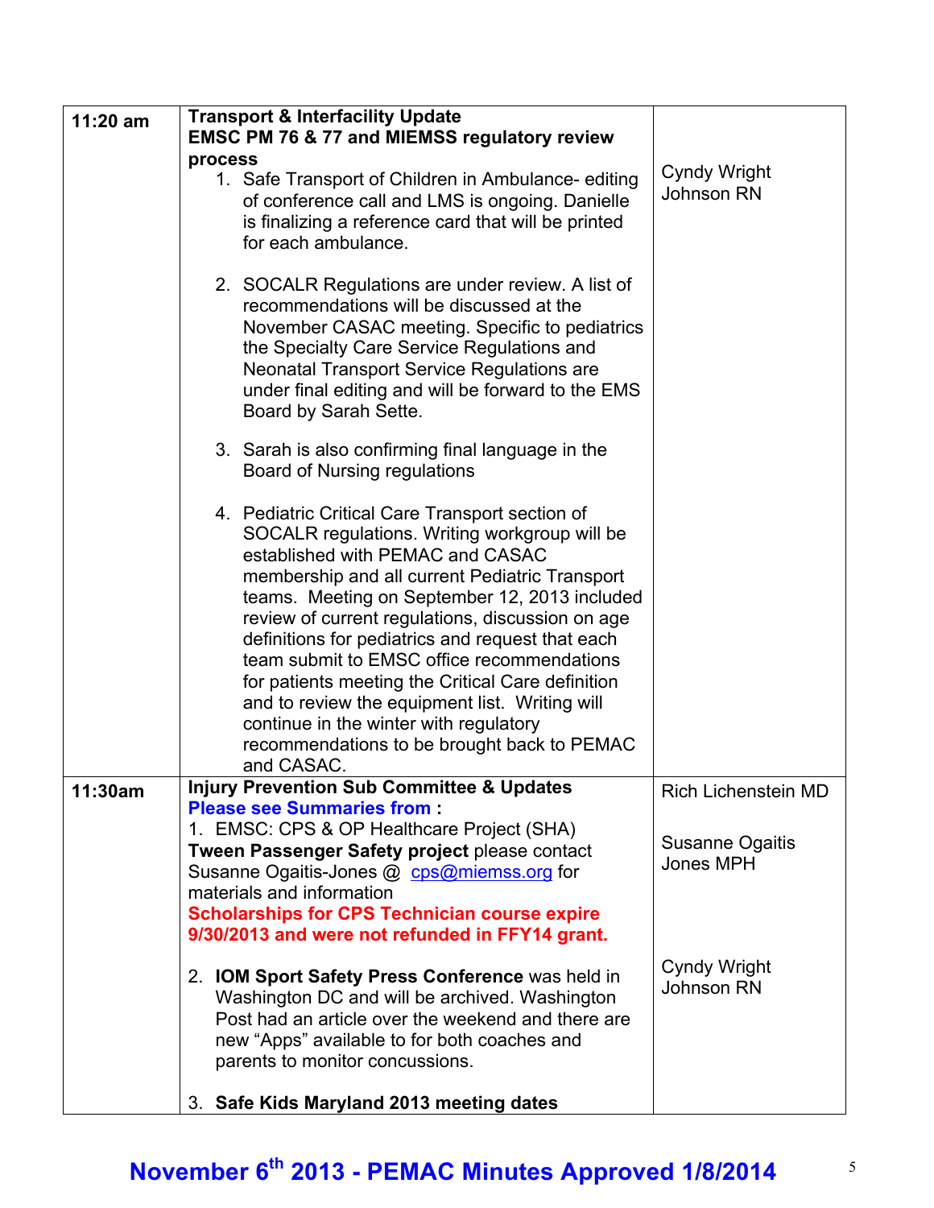| | | |
|---|---|---|
| 11:20 am | **Transport & Interfacility Update**<br>**EMSC PM 76 & 77 and MIEMSS regulatory review process**<br>1. Safe Transport of Children in Ambulance- editing of conference call and LMS is ongoing. Danielle is finalizing a reference card that will be printed for each ambulance.<br><br>2. SOCALR Regulations are under review. A list of recommendations will be discussed at the November CASAC meeting. Specific to pediatrics the Specialty Care Service Regulations and Neonatal Transport Service Regulations are under final editing and will be forward to the EMS Board by Sarah Sette.<br><br>3. Sarah is also confirming final language in the Board of Nursing regulations<br><br>4. Pediatric Critical Care Transport section of SOCALR regulations. Writing workgroup will be established with PEMAC and CASAC membership and all current Pediatric Transport teams. Meeting on September 12, 2013 included review of current regulations, discussion on age definitions for pediatrics and request that each team submit to EMSC office recommendations for patients meeting the Critical Care definition and to review the equipment list. Writing will continue in the winter with regulatory recommendations to be brought back to PEMAC and CASAC. | Cyndy Wright Johnson RN |
| 11:30am | **Injury Prevention Sub Committee & Updates**<br>**Please see Summaries from :**<br>1. EMSC: CPS & OP Healthcare Project (SHA) **Tween Passenger Safety project** please contact Susanne Ogaitis-Jones @ cps@miemss.org for materials and information<br>**Scholarships for CPS Technician course expire 9/30/2013 and were not refunded in FFY14 grant.**<br><br>2. **IOM Sport Safety Press Conference** was held in Washington DC and will be archived. Washington Post had an article over the weekend and there are new "Apps" available to for both coaches and parents to monitor concussions.<br><br>3. **Safe Kids Maryland 2013 meeting dates** | Rich Lichenstein MD<br><br>Susanne Ogaitis Jones MPH<br><br>Cyndy Wright Johnson RN |

**November 6th 2013 - PEMAC Minutes Approved 1/8/2014**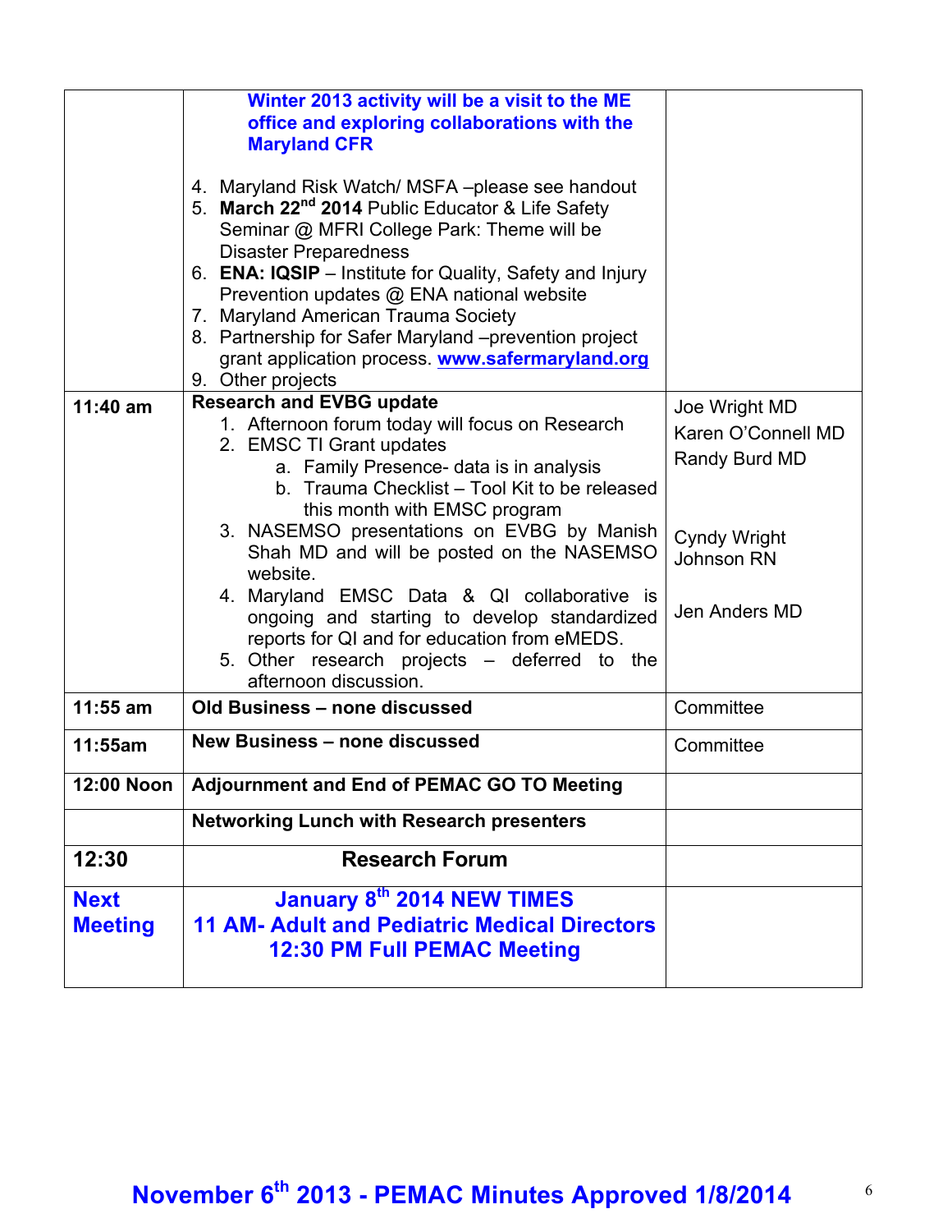| | | |
|---|---|---|
| | **Winter 2013 activity will be a visit to the ME office and exploring collaborations with the Maryland CFR**<br><br>4. Maryland Risk Watch/ MSFA –please see handout<br>5. **March 22nd 2014** Public Educator & Life Safety Seminar @ MFRI College Park: Theme will be Disaster Preparedness<br>6. **ENA: IQSIP** – Institute for Quality, Safety and Injury Prevention updates @ ENA national website<br>7. Maryland American Trauma Society<br>8. Partnership for Safer Maryland –prevention project grant application process. **www.safermaryland.org**<br>9. Other projects | |
| **11:40 am** | **Research and EVBG update**<br>1. Afternoon forum today will focus on Research<br>2. EMSC TI Grant updates<br>a. Family Presence- data is in analysis<br>b. Trauma Checklist – Tool Kit to be released this month with EMSC program<br>3. NASEMSO presentations on EVBG by Manish Shah MD and will be posted on the NASEMSO website.<br>4. Maryland EMSC Data & QI collaborative is ongoing and starting to develop standardized reports for QI and for education from eMEDS.<br>5. Other research projects – deferred to the afternoon discussion. | Joe Wright MD<br>Karen O'Connell MD<br>Randy Burd MD<br><br>Cyndy Wright Johnson RN<br><br>Jen Anders MD |
| **11:55 am** | **Old Business – none discussed** | Committee |
| **11:55am** | **New Business – none discussed** | Committee |
| **12:00 Noon** | **Adjournment and End of PEMAC GO TO Meeting** | |
| | **Networking Lunch with Research presenters** | |
| **12:30** | **Research Forum** | |
| **Next Meeting** | **January 8th 2014 NEW TIMES**<br>**11 AM- Adult and Pediatric Medical Directors**<br>**12:30 PM Full PEMAC Meeting** | |

**November 6th 2013 - PEMAC Minutes Approved 1/8/2014**